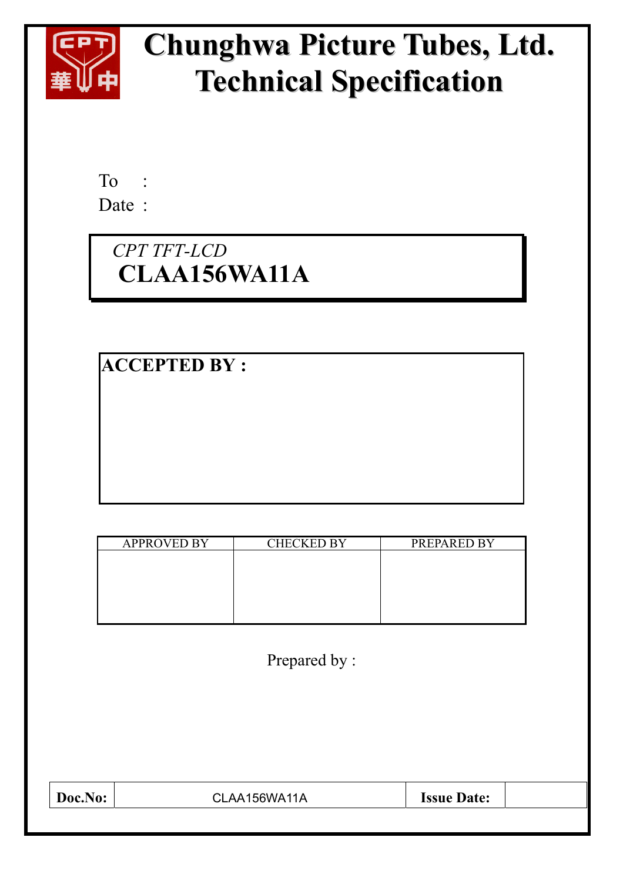# Chunghwa Picture Tubes, Ltd.
# Technical Specification

To :

Date :

*CPT TFT-LCD*

**CLAA156WA11A**

**ACCEPTED BY :**

| APPROVED BY | CHECKED BY | PREPARED BY |
|---|---|---|
| | | |

Prepared by :

| **Doc.No:** | CLAA156WA11A | **Issue Date:** | |
|---|---|---|---|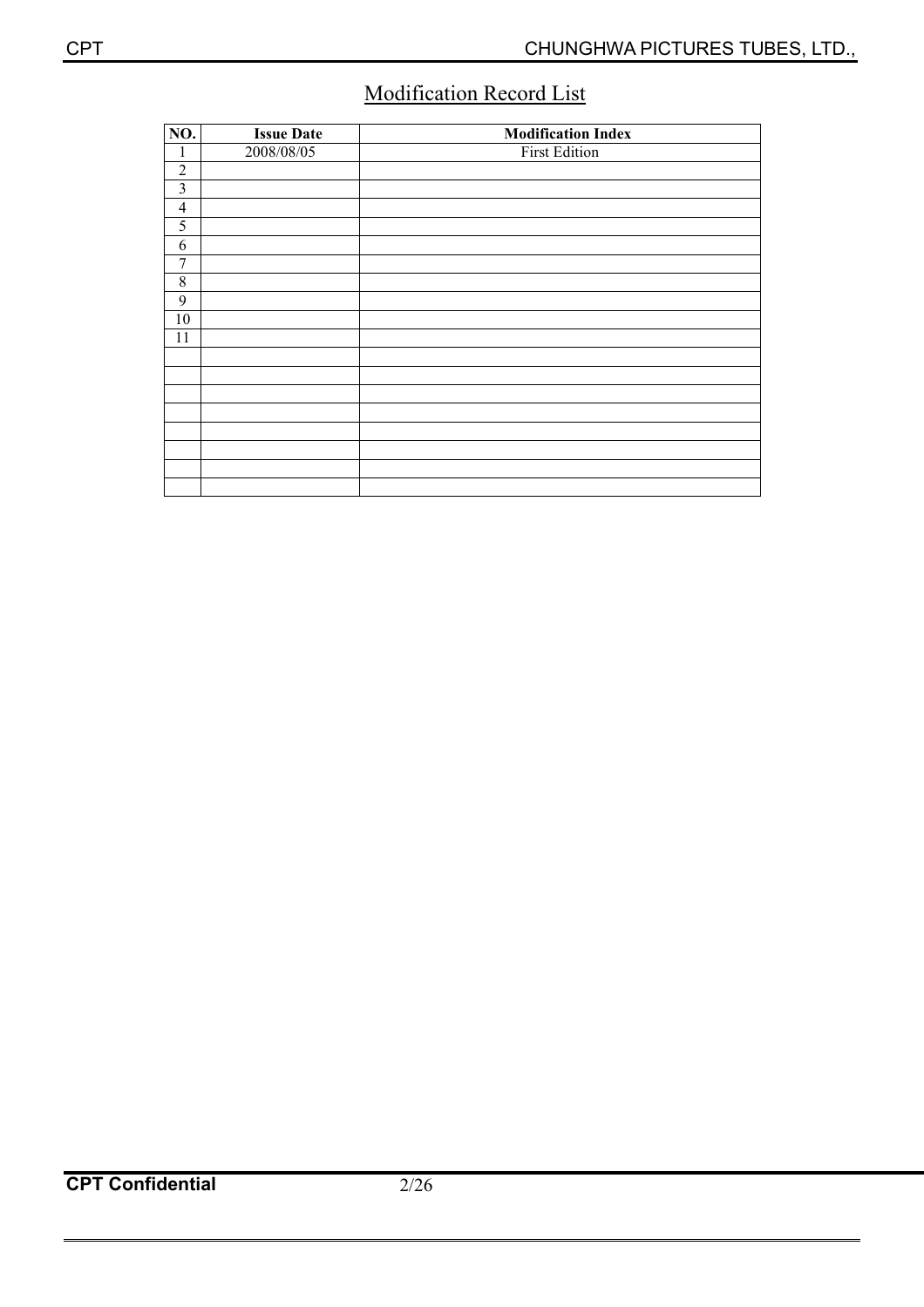# Modification Record List

| NO. | Issue Date | Modification Index |
|---|---|---|
| 1 | 2008/08/05 | First Edition |
| 2 | | |
| 3 | | |
| 4 | | |
| 5 | | |
| 6 | | |
| 7 | | |
| 8 | | |
| 9 | | |
| 10 | | |
| 11 | | |
| | | |
| | | |
| | | |
| | | |
| | | |
| | | |
| | | |
| | | |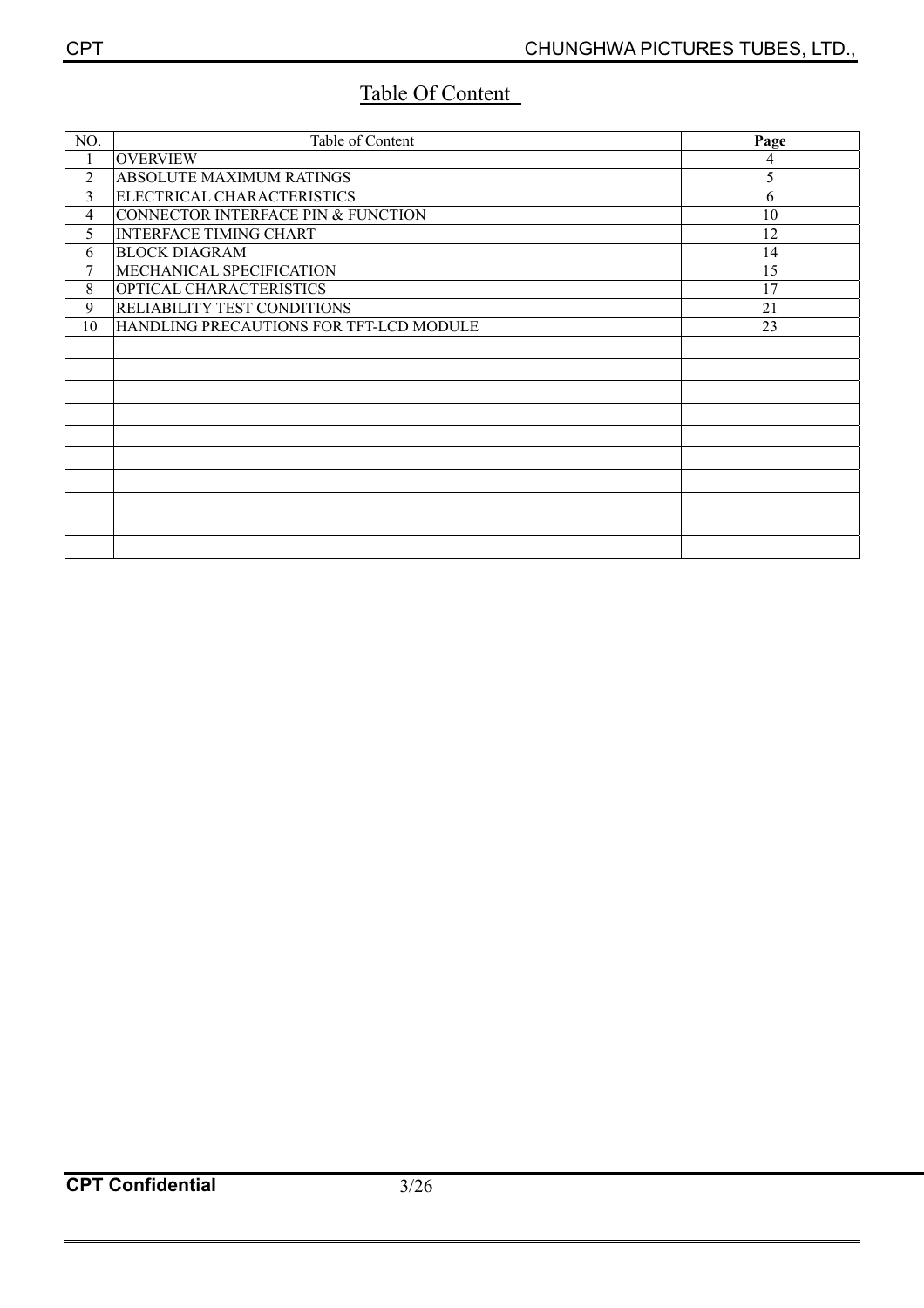# Table Of Content

| NO. | Table of Content | Page |
|---|---|---|
| 1 | OVERVIEW | 4 |
| 2 | ABSOLUTE MAXIMUM RATINGS | 5 |
| 3 | ELECTRICAL CHARACTERISTICS | 6 |
| 4 | CONNECTOR INTERFACE PIN & FUNCTION | 10 |
| 5 | INTERFACE TIMING CHART | 12 |
| 6 | BLOCK DIAGRAM | 14 |
| 7 | MECHANICAL SPECIFICATION | 15 |
| 8 | OPTICAL CHARACTERISTICS | 17 |
| 9 | RELIABILITY TEST CONDITIONS | 21 |
| 10 | HANDLING PRECAUTIONS FOR TFT-LCD MODULE | 23 |
| | | |
| | | |
| | | |
| | | |
| | | |
| | | |
| | | |
| | | |
| | | |
| | | |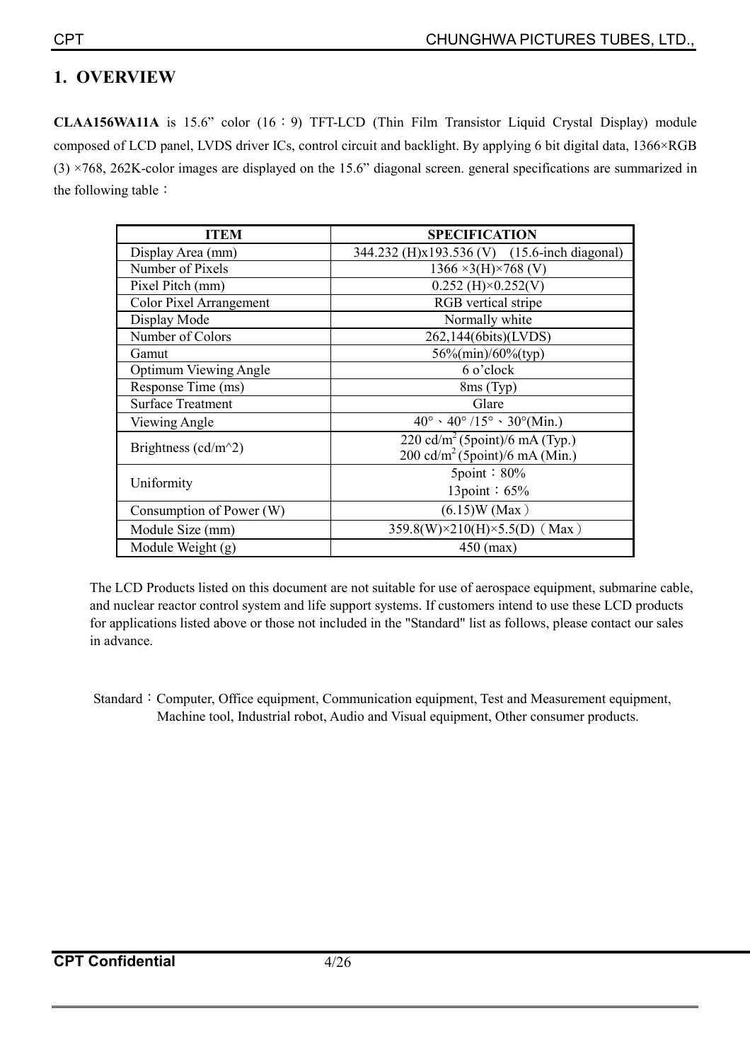# 1. OVERVIEW

**CLAA156WA11A** is 15.6" color (16：9) TFT-LCD (Thin Film Transistor Liquid Crystal Display) module composed of LCD panel, LVDS driver ICs, control circuit and backlight. By applying 6 bit digital data, 1366×RGB (3) ×768, 262K-color images are displayed on the 15.6" diagonal screen. general specifications are summarized in the following table：

| ITEM | SPECIFICATION |
|---|---|
| Display Area (mm) | 344.232 (H)x193.536 (V)　(15.6-inch diagonal) |
| Number of Pixels | 1366 ×3(H)×768 (V) |
| Pixel Pitch (mm) | 0.252 (H)×0.252(V) |
| Color Pixel Arrangement | RGB vertical stripe |
| Display Mode | Normally white |
| Number of Colors | 262,144(6bits)(LVDS) |
| Gamut | 56%(min)/60%(typ) |
| Optimum Viewing Angle | 6 o'clock |
| Response Time (ms) | 8ms (Typ) |
| Surface Treatment | Glare |
| Viewing Angle | 40°、40° /15°、30°(Min.) |
| Brightness (cd/m^2) | 220 cd/$m^2$ (5point)/6 mA (Typ.)<br>200 cd/$m^2$ (5point)/6 mA (Min.) |
| Uniformity | 5point：80%<br>13point：65% |
| Consumption of Power (W) | (6.15)W (Max) |
| Module Size (mm) | 359.8(W)×210(H)×5.5(D)（Max） |
| Module Weight (g) | 450 (max) |

The LCD Products listed on this document are not suitable for use of aerospace equipment, submarine cable, and nuclear reactor control system and life support systems. If customers intend to use these LCD products for applications listed above or those not included in the "Standard" list as follows, please contact our sales in advance.

Standard：Computer, Office equipment, Communication equipment, Test and Measurement equipment, Machine tool, Industrial robot, Audio and Visual equipment, Other consumer products.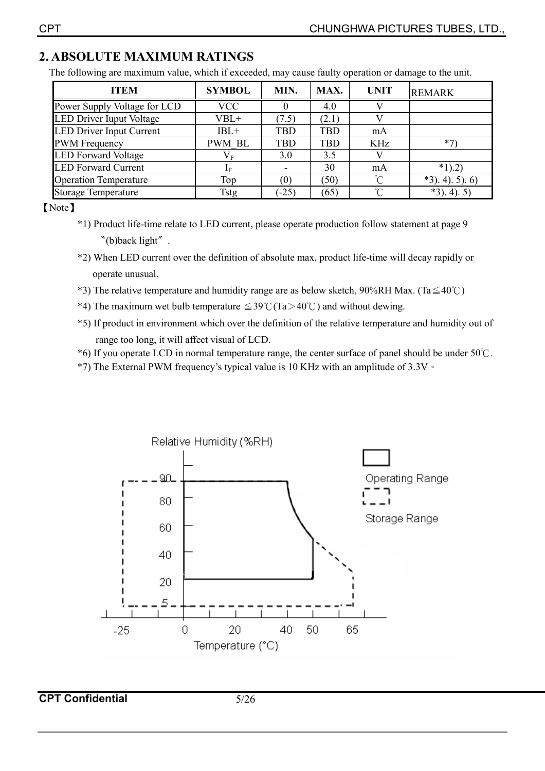## 2. ABSOLUTE MAXIMUM RATINGS

The following are maximum value, which if exceeded, may cause faulty operation or damage to the unit.

| ITEM | SYMBOL | MIN. | MAX. | UNIT | REMARK |
|---|---|---|---|---|---|
| Power Supply Voltage for LCD | VCC | 0 | 4.0 | V | |
| LED Driver Iuput Voltage | VBL+ | (7.5) | (2.1) | V | |
| LED Driver Input Current | IBL+ | TBD | TBD | mA | |
| PWM Frequency | PWM_BL | TBD | TBD | KHz | *7) |
| LED Forward Voltage | $V_F$ | 3.0 | 3.5 | V | |
| LED Forward Current | $I_F$ | - | 30 | mA | *1).2) |
| Operation Temperature | Top | (0) | (50) | ℃ | *3). 4). 5). 6) |
| Storage Temperature | Tstg | (-25) | (65) | ℃ | *3). 4). 5) |

【Note】

*1) Product life-time relate to LED current, please operate production follow statement at page 9 〝(b)back light〞.

*2) When LED current over the definition of absolute max, product life-time will decay rapidly or operate unusual.

*3) The relative temperature and humidity range are as below sketch, 90%RH Max. (Ta≦40℃)

*4) The maximum wet bulb temperature ≦39℃(Ta＞40℃) and without dewing.

*5) If product in environment which over the definition of the relative temperature and humidity out of range too long, it will affect visual of LCD.

*6) If you operate LCD in normal temperature range, the center surface of panel should be under 50℃.

*7) The External PWM frequency's typical value is 10 KHz with an amplitude of 3.3V。

Relative Humidity (%RH) — Operating Range / Storage Range — Temperature (°C)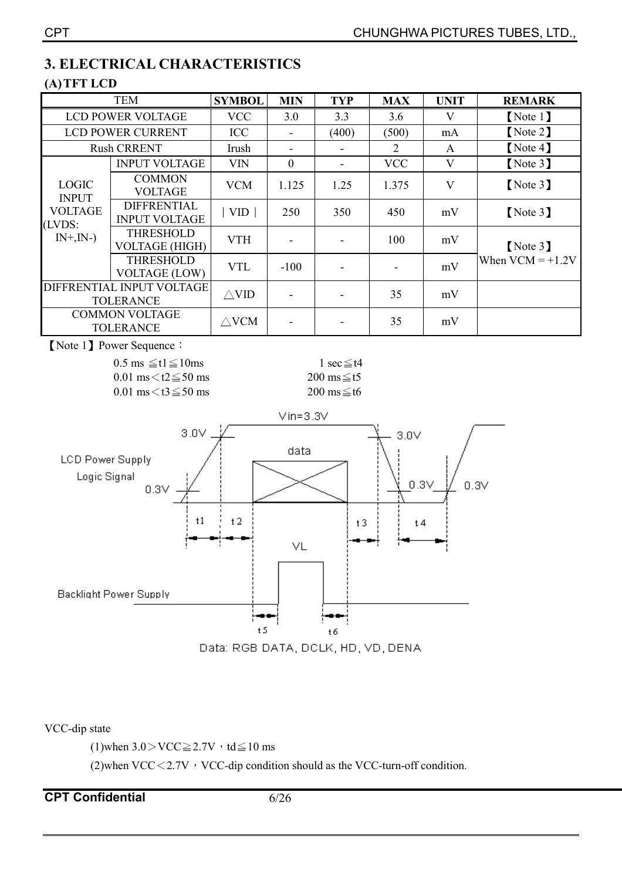## 3. ELECTRICAL CHARACTERISTICS

### (A) TFT LCD

| TEM | | SYMBOL | MIN | TYP | MAX | UNIT | REMARK |
|---|---|---|---|---|---|---|---|
| LCD POWER VOLTAGE | | VCC | 3.0 | 3.3 | 3.6 | V | 【Note 1】 |
| LCD POWER CURRENT | | ICC | - | (400) | (500) | mA | 【Note 2】 |
| Rush CRRENT | | Irush | - | - | 2 | A | 【Note 4】 |
| LOGIC INPUT VOLTAGE (LVDS: IN+,IN-) | INPUT VOLTAGE | VIN | 0 | - | VCC | V | 【Note 3】 |
| | COMMON VOLTAGE | VCM | 1.125 | 1.25 | 1.375 | V | 【Note 3】 |
| | DIFFRENTIAL INPUT VOLTAGE | ｜VID｜ | 250 | 350 | 450 | mV | 【Note 3】 |
| | THRESHOLD VOLTAGE (HIGH) | VTH | - | - | 100 | mV | 【Note 3】 When VCM = +1.2V |
| | THRESHOLD VOLTAGE (LOW) | VTL | -100 | - | - | mV | |
| DIFFRENTIAL INPUT VOLTAGE TOLERANCE | | △VID | - | - | 35 | mV | |
| COMMON VOLTAGE TOLERANCE | | △VCM | - | - | 35 | mV | |

【Note 1】Power Sequence：

0.5 ms ≦t1≦10ms　　　　1 sec≦t4

0.01 ms＜t2≦50 ms　　　　200 ms≦t5

0.01 ms＜t3≦50 ms　　　　200 ms≦t6

Data: RGB DATA, DCLK, HD, VD, DENA

VCC-dip state

(1)when 3.0＞VCC≧2.7V，td≦10 ms

(2)when VCC＜2.7V，VCC-dip condition should as the VCC-turn-off condition.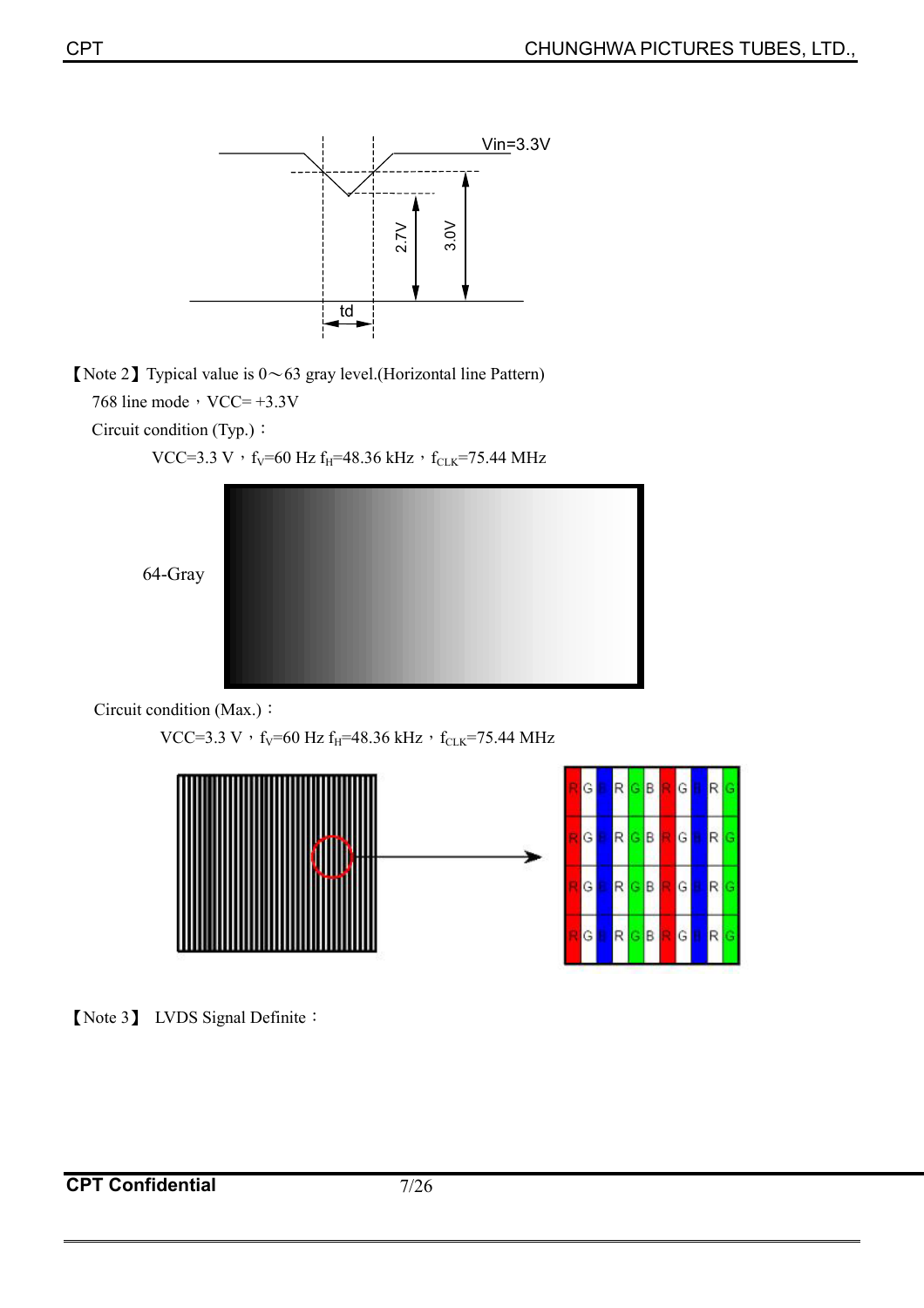【Note 2】Typical value is 0～63 gray level.(Horizontal line Pattern)

768 line mode，VCC= +3.3V

Circuit condition (Typ.)：

VCC=3.3 V，$f_V$=60 Hz $f_H$=48.36 kHz，$f_{CLK}$=75.44 MHz

64-Gray

Circuit condition (Max.)：

VCC=3.3 V，$f_V$=60 Hz $f_H$=48.36 kHz，$f_{CLK}$=75.44 MHz

【Note 3】 LVDS Signal Definite：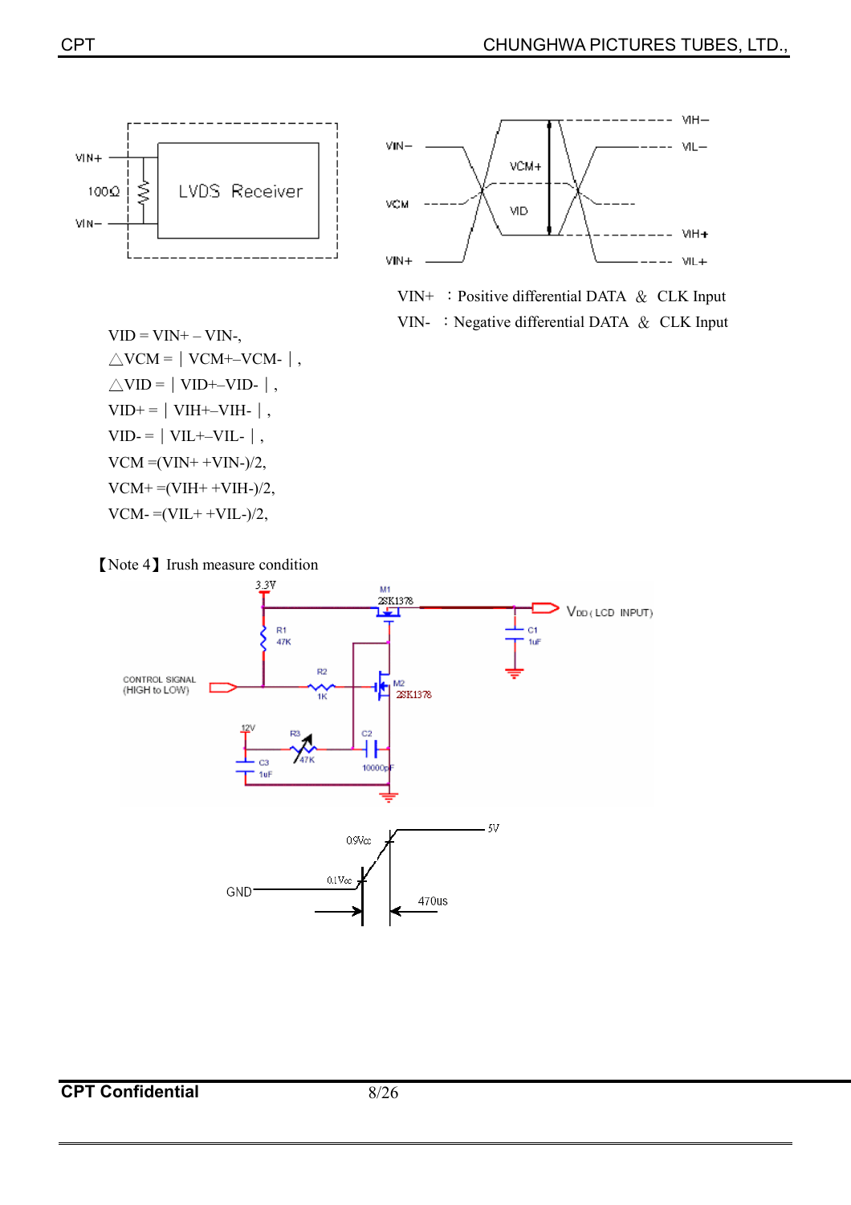VIN+ ：Positive differential DATA ＆ CLK Input

VIN- ：Negative differential DATA ＆ CLK Input

VID = VIN+ – VIN-,

△VCM = ｜VCM+–VCM-｜,

△VID = ｜VID+–VID-｜,

VID+ = ｜VIH+–VIH-｜,

VID- = ｜VIL+–VIL-｜,

VCM =(VIN+ +VIN-)/2,

VCM+ =(VIH+ +VIH-)/2,

VCM- =(VIL+ +VIL-)/2,

【Note 4】Irush measure condition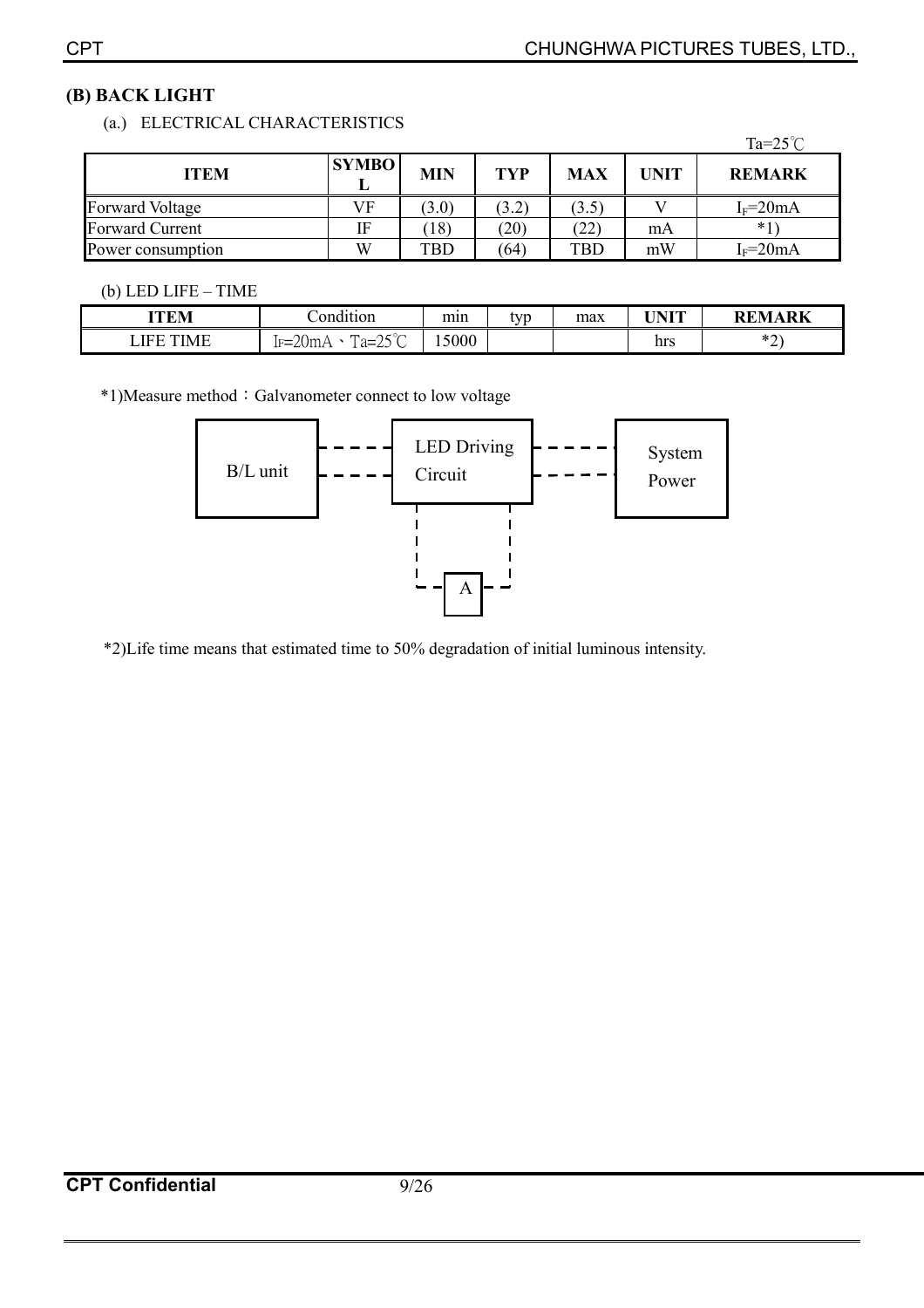## (B) BACK LIGHT

(a.) ELECTRICAL CHARACTERISTICS

Ta=25℃

| ITEM | SYMBOL | MIN | TYP | MAX | UNIT | REMARK |
|---|---|---|---|---|---|---|
| Forward Voltage | VF | (3.0) | (3.2) | (3.5) | V | $I_F$=20mA |
| Forward Current | IF | (18) | (20) | (22) | mA | *1) |
| Power consumption | W | TBD | (64) | TBD | mW | $I_F$=20mA |

(b) LED LIFE – TIME

| ITEM | Condition | min | typ | max | UNIT | REMARK |
|---|---|---|---|---|---|---|
| LIFE TIME | IF=20mA、Ta=25℃ | 15000 | | | hrs | *2) |

*1)Measure method：Galvanometer connect to low voltage

B/L unit — LED Driving Circuit — System Power

A

*2)Life time means that estimated time to 50% degradation of initial luminous intensity.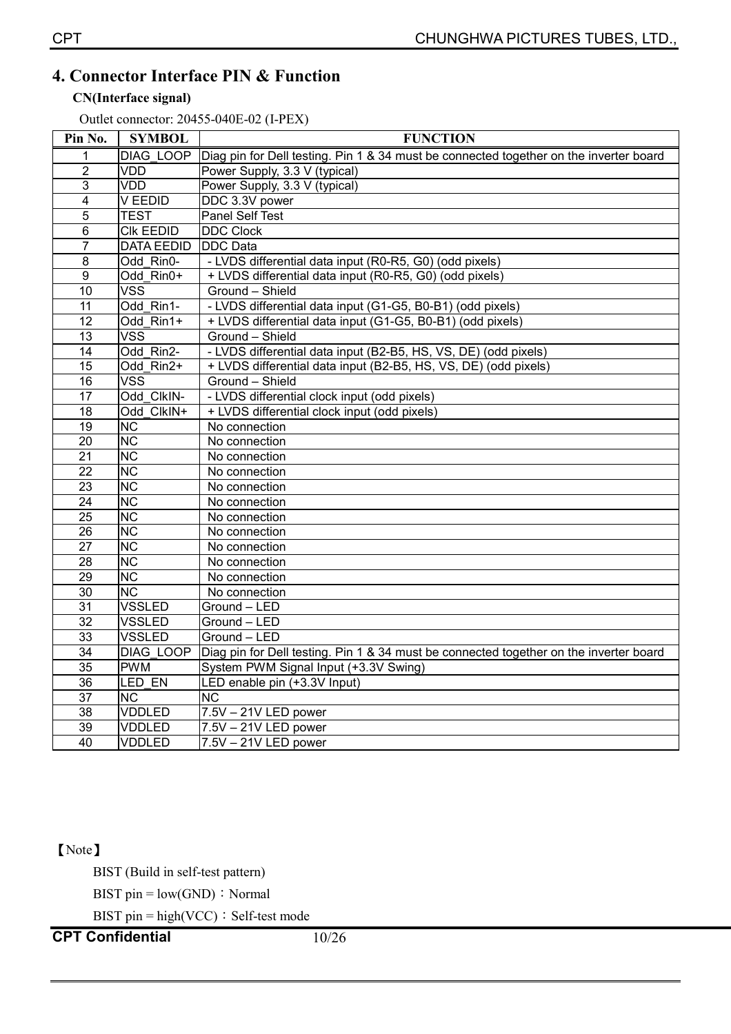## 4. Connector Interface PIN & Function

**CN(Interface signal)**

Outlet connector: 20455-040E-02 (I-PEX)

| Pin No. | SYMBOL | FUNCTION |
|---|---|---|
| 1 | DIAG_LOOP | Diag pin for Dell testing. Pin 1 & 34 must be connected together on the inverter board |
| 2 | VDD | Power Supply, 3.3 V (typical) |
| 3 | VDD | Power Supply, 3.3 V (typical) |
| 4 | V EEDID | DDC 3.3V power |
| 5 | TEST | Panel Self Test |
| 6 | Clk EEDID | DDC Clock |
| 7 | DATA EEDID | DDC Data |
| 8 | Odd_Rin0- | - LVDS differential data input (R0-R5, G0) (odd pixels) |
| 9 | Odd_Rin0+ | + LVDS differential data input (R0-R5, G0) (odd pixels) |
| 10 | VSS | Ground – Shield |
| 11 | Odd_Rin1- | - LVDS differential data input (G1-G5, B0-B1) (odd pixels) |
| 12 | Odd_Rin1+ | + LVDS differential data input (G1-G5, B0-B1) (odd pixels) |
| 13 | VSS | Ground – Shield |
| 14 | Odd_Rin2- | - LVDS differential data input (B2-B5, HS, VS, DE) (odd pixels) |
| 15 | Odd_Rin2+ | + LVDS differential data input (B2-B5, HS, VS, DE) (odd pixels) |
| 16 | VSS | Ground – Shield |
| 17 | Odd_ClkIN- | - LVDS differential clock input (odd pixels) |
| 18 | Odd_ClkIN+ | + LVDS differential clock input (odd pixels) |
| 19 | NC | No connection |
| 20 | NC | No connection |
| 21 | NC | No connection |
| 22 | NC | No connection |
| 23 | NC | No connection |
| 24 | NC | No connection |
| 25 | NC | No connection |
| 26 | NC | No connection |
| 27 | NC | No connection |
| 28 | NC | No connection |
| 29 | NC | No connection |
| 30 | NC | No connection |
| 31 | VSSLED | Ground – LED |
| 32 | VSSLED | Ground – LED |
| 33 | VSSLED | Ground – LED |
| 34 | DIAG_LOOP | Diag pin for Dell testing. Pin 1 & 34 must be connected together on the inverter board |
| 35 | PWM | System PWM Signal Input (+3.3V Swing) |
| 36 | LED_EN | LED enable pin (+3.3V Input) |
| 37 | NC | NC |
| 38 | VDDLED | 7.5V – 21V LED power |
| 39 | VDDLED | 7.5V – 21V LED power |
| 40 | VDDLED | 7.5V – 21V LED power |

【Note】

BIST (Build in self-test pattern)

BIST pin = low(GND)：Normal

BIST pin = high(VCC)：Self-test mode

**CPT Confidential**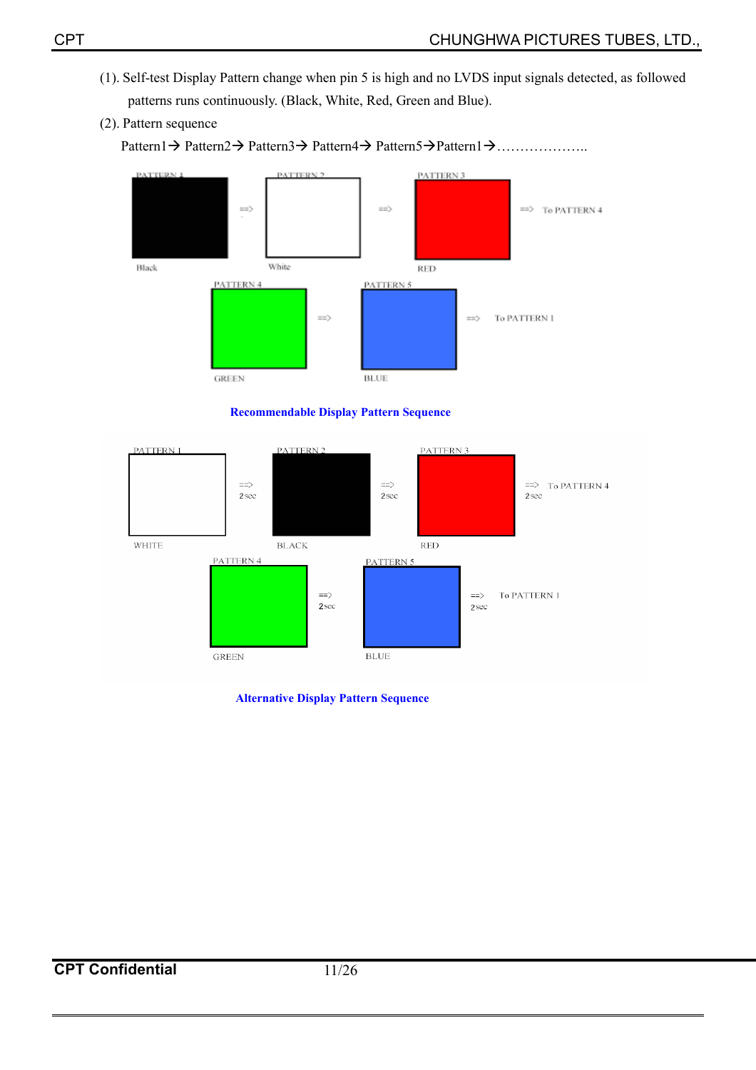(1). Self-test Display Pattern change when pin 5 is high and no LVDS input signals detected, as followed patterns runs continuously. (Black, White, Red, Green and Blue).

(2). Pattern sequence

Pattern1→ Pattern2→ Pattern3→ Pattern4→ Pattern5→Pattern1→………………..

PATTERN 1 ==> PATTERN 2 ==> PATTERN 3 ==> To PATTERN 4

Black White RED

PATTERN 4 ==> PATTERN 5 ==> To PATTERN 1

GREEN BLUE

**Recommendable Display Pattern Sequence**

PATTERN 1 ==> 2 sec PATTERN 2 ==> 2 sec PATTERN 3 ==> 2 sec To PATTERN 4

WHITE BLACK RED

PATTERN 4 ==> 2 sec PATTERN 5 ==> 2 sec To PATTERN 1

GREEN BLUE

**Alternative Display Pattern Sequence**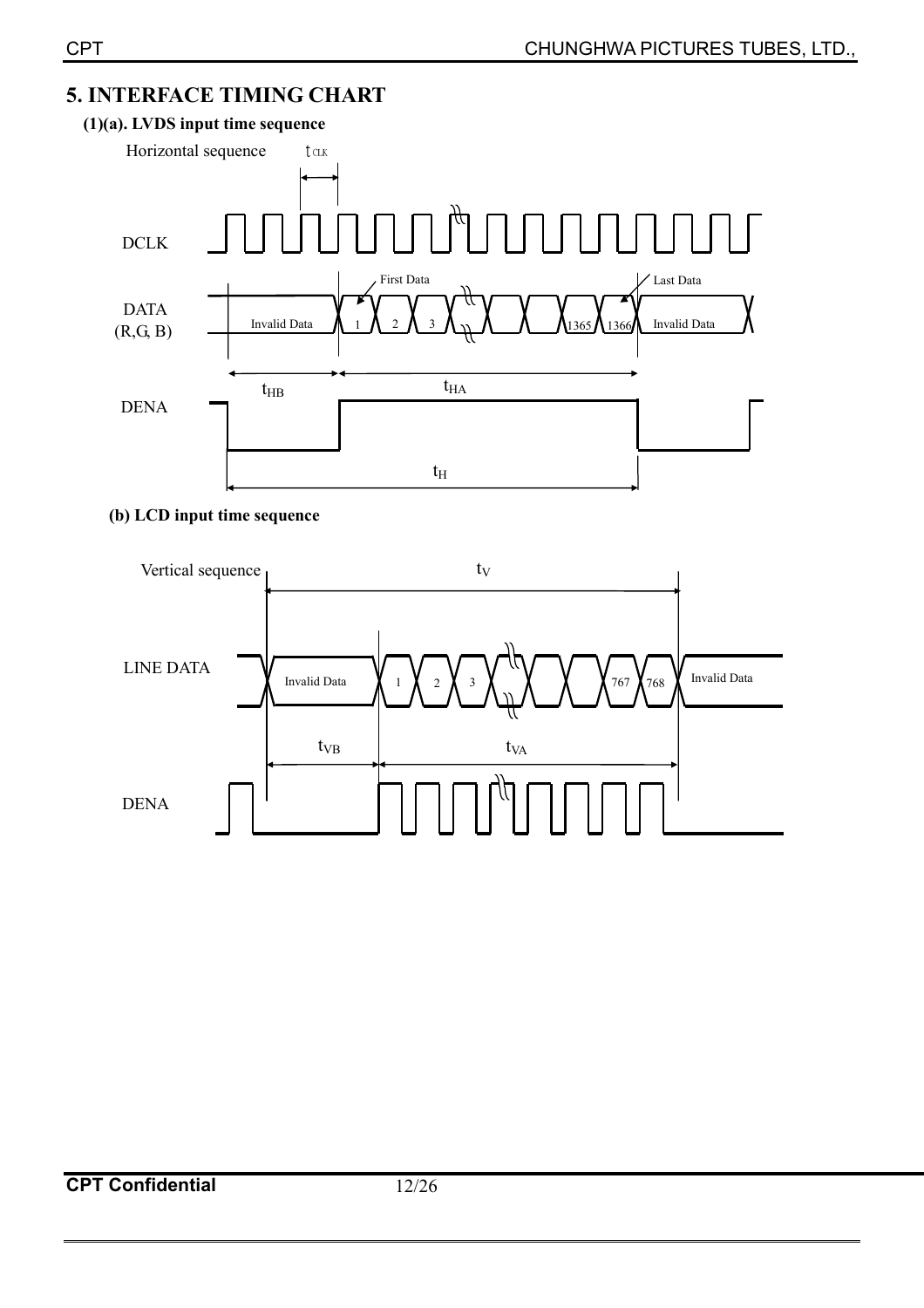## 5. INTERFACE TIMING CHART

### (1)(a). LVDS input time sequence

Horizontal sequence $t_{CLK}$

DCLK

DATA (R,G, B)

Invalid Data | First Data 1 | 2 | 3 | ... | 1365 | 1366 Last Data | Invalid Data

$t_{HB}$ $t_{HA}$

DENA

$t_H$

### (b) LCD input time sequence

Vertical sequence $t_V$

LINE DATA

Invalid Data | 1 | 2 | 3 | ... | 767 | 768 | Invalid Data

$t_{VB}$ $t_{VA}$

DENA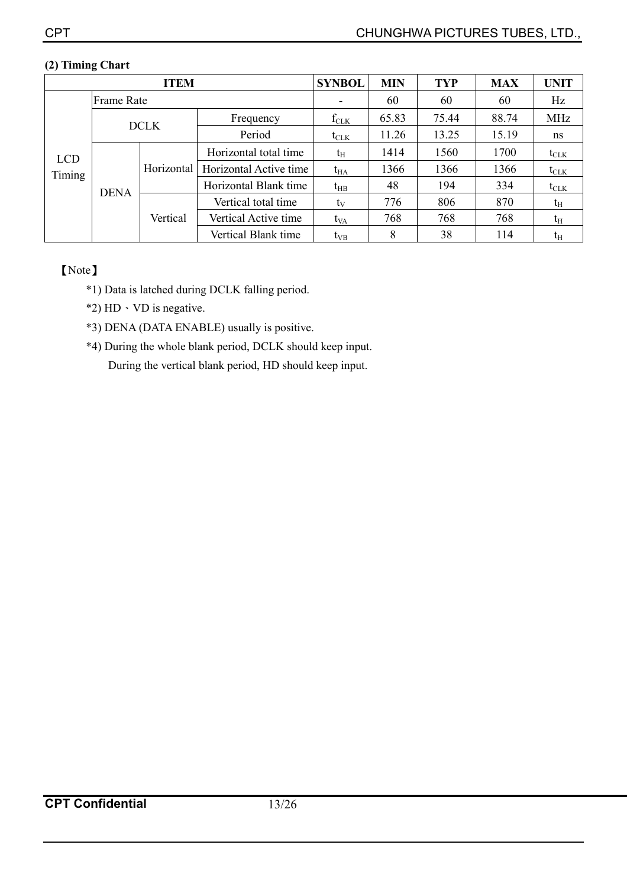**(2) Timing Chart**

| ITEM | | | | SYNBOL | MIN | TYP | MAX | UNIT |
|---|---|---|---|---|---|---|---|---|
| LCD Timing | Frame Rate | | | - | 60 | 60 | 60 | Hz |
| | DCLK | | Frequency | $f_{CLK}$ | 65.83 | 75.44 | 88.74 | MHz |
| | | | Period | $t_{CLK}$ | 11.26 | 13.25 | 15.19 | ns |
| | DENA | Horizontal | Horizontal total time | $t_H$ | 1414 | 1560 | 1700 | $t_{CLK}$ |
| | | | Horizontal Active time | $t_{HA}$ | 1366 | 1366 | 1366 | $t_{CLK}$ |
| | | | Horizontal Blank time | $t_{HB}$ | 48 | 194 | 334 | $t_{CLK}$ |
| | | Vertical | Vertical total time | $t_V$ | 776 | 806 | 870 | $t_H$ |
| | | | Vertical Active time | $t_{VA}$ | 768 | 768 | 768 | $t_H$ |
| | | | Vertical Blank time | $t_{VB}$ | 8 | 38 | 114 | $t_H$ |

【Note】

*1) Data is latched during DCLK falling period.

*2) HD、VD is negative.

*3) DENA (DATA ENABLE) usually is positive.

*4) During the whole blank period, DCLK should keep input.
During the vertical blank period, HD should keep input.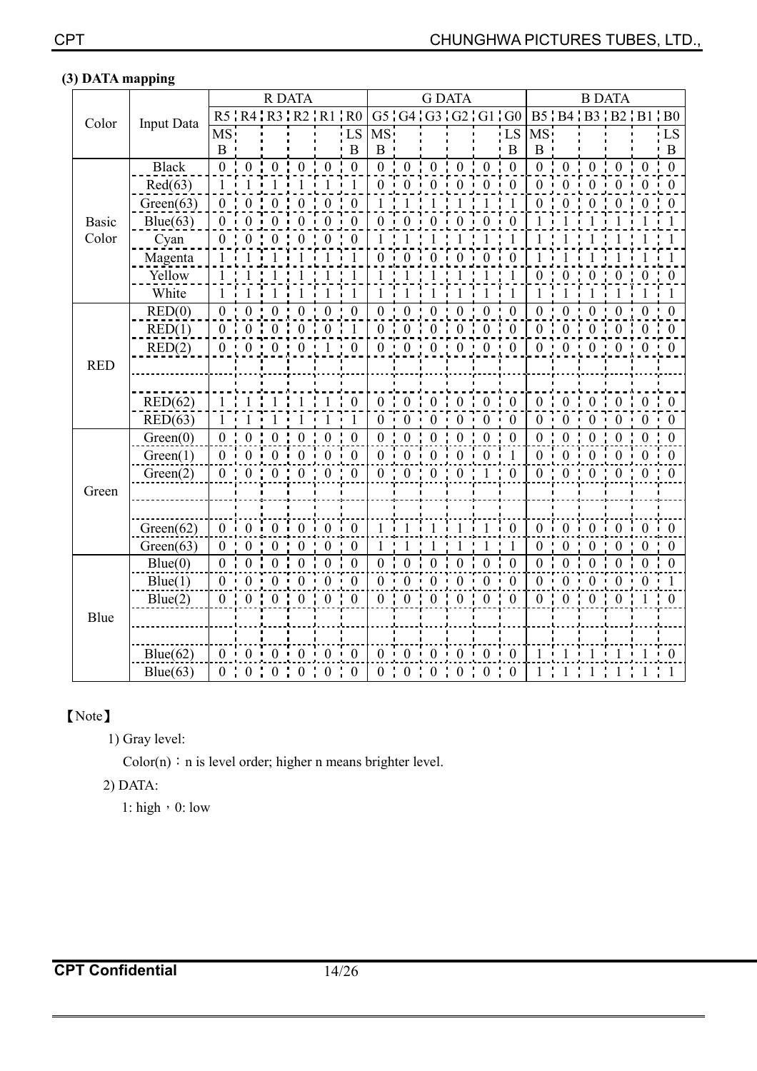**(3) DATA mapping**

| Color | Input Data | R DATA | | | | | | G DATA | | | | | | B DATA | | | | | |
|---|---|---|---|---|---|---|---|---|---|---|---|---|---|---|---|---|---|---|---|
| | | R5 | R4 | R3 | R2 | R1 | R0 | G5 | G4 | G3 | G2 | G1 | G0 | B5 | B4 | B3 | B2 | B1 | B0 |
| | | MSB | | | | | LSB | MSB | | | | | LSB | MSB | | | | | LSB |
| Basic Color | Black | 0 | 0 | 0 | 0 | 0 | 0 | 0 | 0 | 0 | 0 | 0 | 0 | 0 | 0 | 0 | 0 | 0 | 0 |
| | Red(63) | 1 | 1 | 1 | 1 | 1 | 1 | 0 | 0 | 0 | 0 | 0 | 0 | 0 | 0 | 0 | 0 | 0 | 0 |
| | Green(63) | 0 | 0 | 0 | 0 | 0 | 0 | 1 | 1 | 1 | 1 | 1 | 1 | 0 | 0 | 0 | 0 | 0 | 0 |
| | Blue(63) | 0 | 0 | 0 | 0 | 0 | 0 | 0 | 0 | 0 | 0 | 0 | 0 | 1 | 1 | 1 | 1 | 1 | 1 |
| | Cyan | 0 | 0 | 0 | 0 | 0 | 0 | 1 | 1 | 1 | 1 | 1 | 1 | 1 | 1 | 1 | 1 | 1 | 1 |
| | Magenta | 1 | 1 | 1 | 1 | 1 | 1 | 0 | 0 | 0 | 0 | 0 | 0 | 1 | 1 | 1 | 1 | 1 | 1 |
| | Yellow | 1 | 1 | 1 | 1 | 1 | 1 | 1 | 1 | 1 | 1 | 1 | 1 | 0 | 0 | 0 | 0 | 0 | 0 |
| | White | 1 | 1 | 1 | 1 | 1 | 1 | 1 | 1 | 1 | 1 | 1 | 1 | 1 | 1 | 1 | 1 | 1 | 1 |
| RED | RED(0) | 0 | 0 | 0 | 0 | 0 | 0 | 0 | 0 | 0 | 0 | 0 | 0 | 0 | 0 | 0 | 0 | 0 | 0 |
| | RED(1) | 0 | 0 | 0 | 0 | 0 | 1 | 0 | 0 | 0 | 0 | 0 | 0 | 0 | 0 | 0 | 0 | 0 | 0 |
| | RED(2) | 0 | 0 | 0 | 0 | 1 | 0 | 0 | 0 | 0 | 0 | 0 | 0 | 0 | 0 | 0 | 0 | 0 | 0 |
| | | | | | | | | | | | | | | | | | | | |
| | | | | | | | | | | | | | | | | | | | |
| | RED(62) | 1 | 1 | 1 | 1 | 1 | 0 | 0 | 0 | 0 | 0 | 0 | 0 | 0 | 0 | 0 | 0 | 0 | 0 |
| | RED(63) | 1 | 1 | 1 | 1 | 1 | 1 | 0 | 0 | 0 | 0 | 0 | 0 | 0 | 0 | 0 | 0 | 0 | 0 |
| Green | Green(0) | 0 | 0 | 0 | 0 | 0 | 0 | 0 | 0 | 0 | 0 | 0 | 0 | 0 | 0 | 0 | 0 | 0 | 0 |
| | Green(1) | 0 | 0 | 0 | 0 | 0 | 0 | 0 | 0 | 0 | 0 | 0 | 1 | 0 | 0 | 0 | 0 | 0 | 0 |
| | Green(2) | 0 | 0 | 0 | 0 | 0 | 0 | 0 | 0 | 0 | 0 | 1 | 0 | 0 | 0 | 0 | 0 | 0 | 0 |
| | | | | | | | | | | | | | | | | | | | |
| | | | | | | | | | | | | | | | | | | | |
| | Green(62) | 0 | 0 | 0 | 0 | 0 | 0 | 1 | 1 | 1 | 1 | 1 | 0 | 0 | 0 | 0 | 0 | 0 | 0 |
| | Green(63) | 0 | 0 | 0 | 0 | 0 | 0 | 1 | 1 | 1 | 1 | 1 | 1 | 0 | 0 | 0 | 0 | 0 | 0 |
| Blue | Blue(0) | 0 | 0 | 0 | 0 | 0 | 0 | 0 | 0 | 0 | 0 | 0 | 0 | 0 | 0 | 0 | 0 | 0 | 0 |
| | Blue(1) | 0 | 0 | 0 | 0 | 0 | 0 | 0 | 0 | 0 | 0 | 0 | 0 | 0 | 0 | 0 | 0 | 0 | 1 |
| | Blue(2) | 0 | 0 | 0 | 0 | 0 | 0 | 0 | 0 | 0 | 0 | 0 | 0 | 0 | 0 | 0 | 0 | 1 | 0 |
| | | | | | | | | | | | | | | | | | | | |
| | | | | | | | | | | | | | | | | | | | |
| | Blue(62) | 0 | 0 | 0 | 0 | 0 | 0 | 0 | 0 | 0 | 0 | 0 | 0 | 1 | 1 | 1 | 1 | 1 | 0 |
| | Blue(63) | 0 | 0 | 0 | 0 | 0 | 0 | 0 | 0 | 0 | 0 | 0 | 0 | 1 | 1 | 1 | 1 | 1 | 1 |

【Note】

1) Gray level:

Color(n)：n is level order; higher n means brighter level.

2) DATA:

1: high，0: low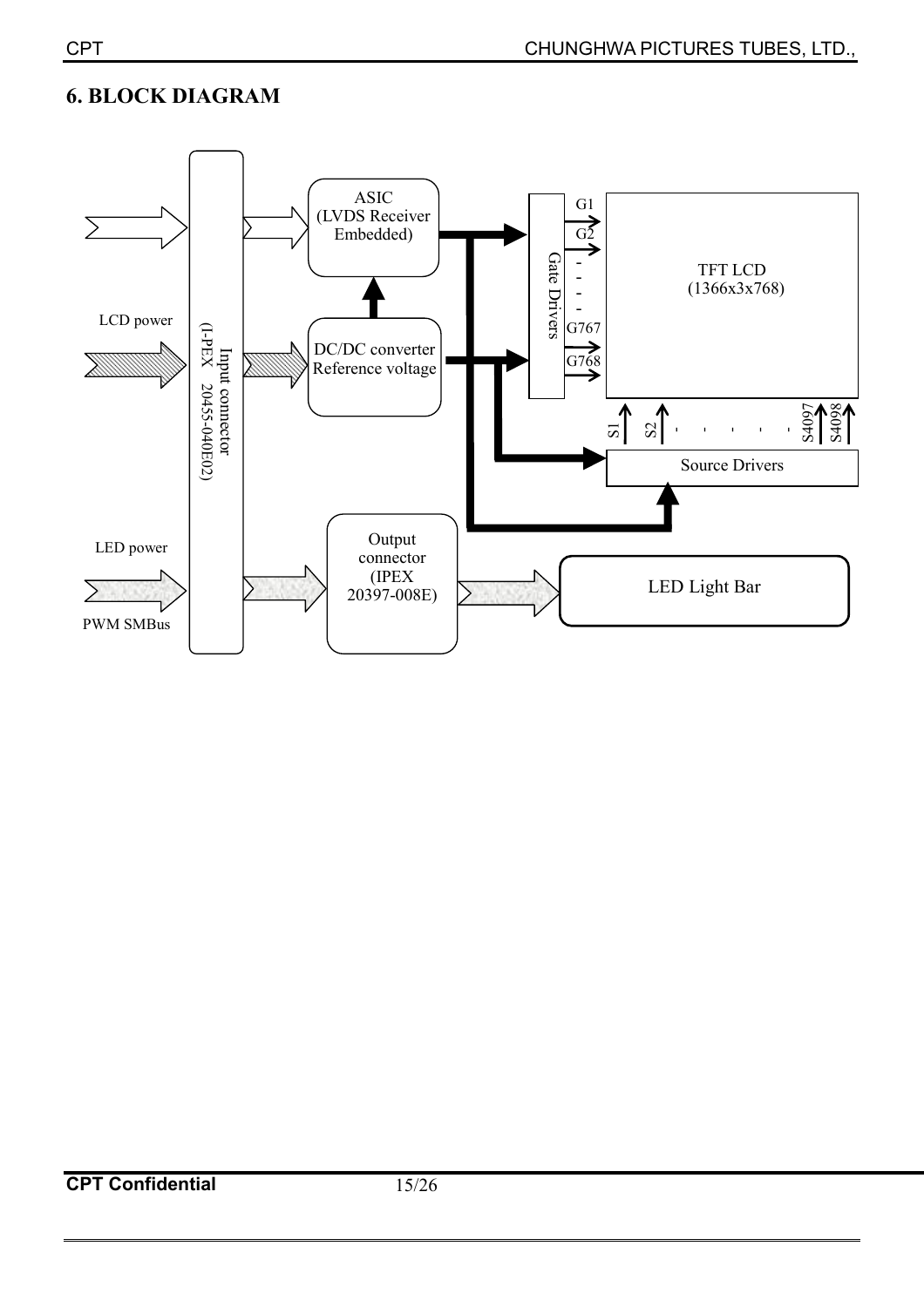# 6. BLOCK DIAGRAM

LCD power

Input connector (I-PEX 20455-040E02)

ASIC (LVDS Receiver Embedded)

DC/DC converter Reference voltage

Gate Drivers

G1
G2
G767
G768

TFT LCD (1366x3x768)

S1 S2 S4097 S4098

Source Drivers

LED power

PWM SMBus

Output connector (IPEX 20397-008E)

LED Light Bar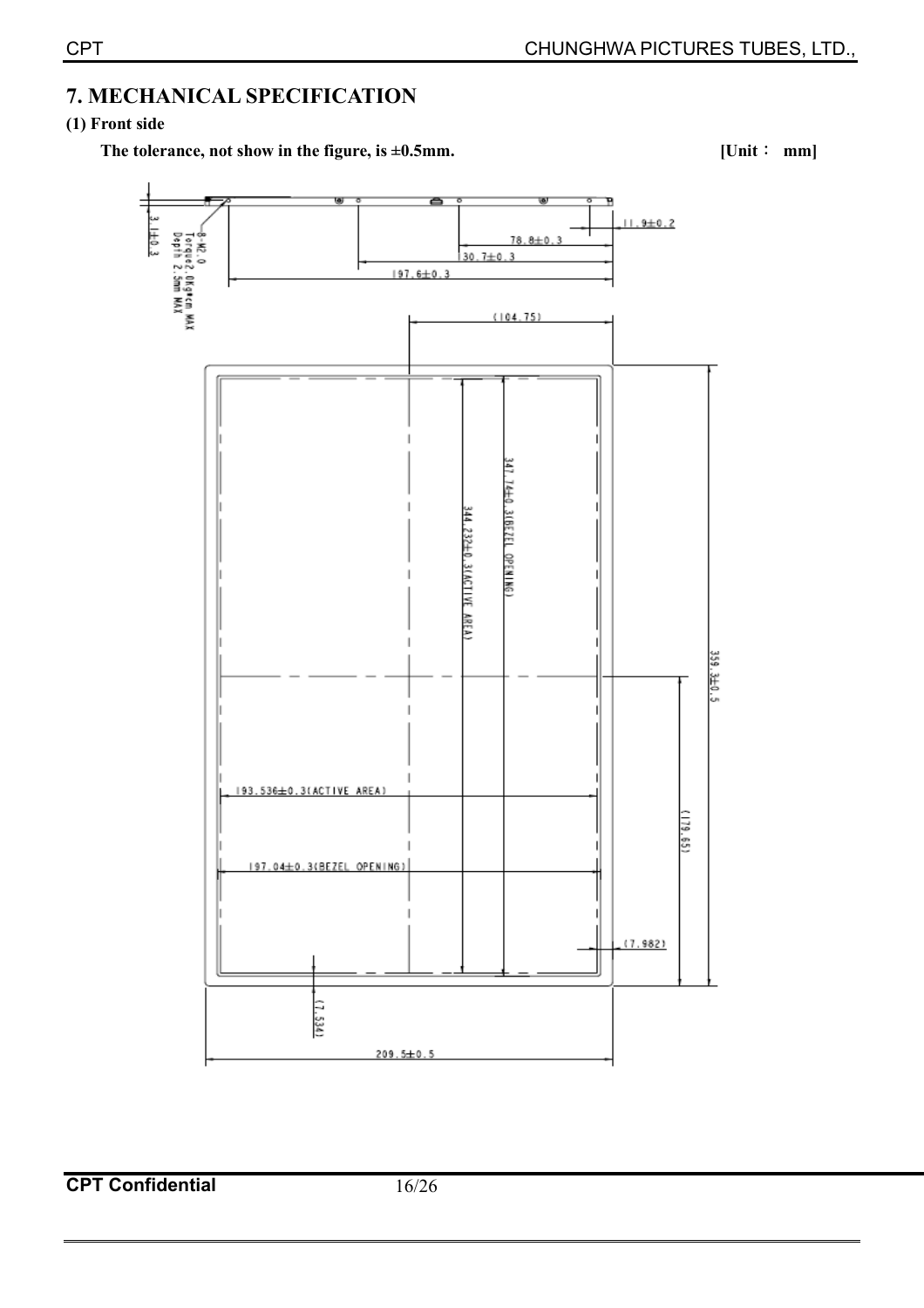## 7. MECHANICAL SPECIFICATION

**(1) Front side**

**The tolerance, not show in the figure, is ±0.5mm.** **[Unit： mm]**

3.1±0.3

8-M2.0
Torque2.0Kg•cm MAX
Depth 2.5mm MAX

11.9±0.2

78.8±0.3

130.7±0.3

197.6±0.3

(104.75)

347.74±0.3(BEZEL OPENING)

344.232±0.3(ACTIVE AREA)

359.3±0.5

193.536±0.3(ACTIVE AREA)

(179.65)

197.04±0.3(BEZEL OPENING)

(7.982)

(7.534)

209.5±0.5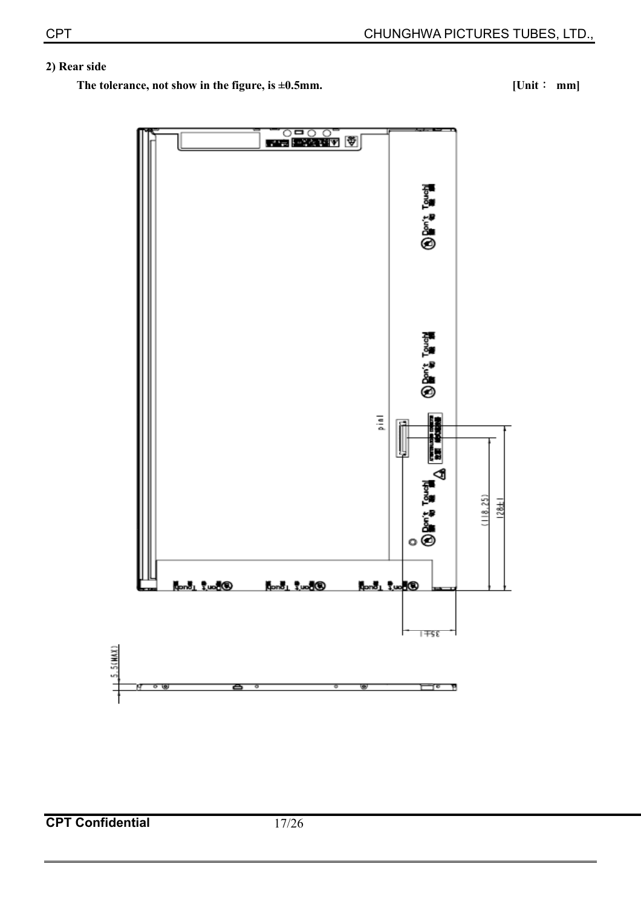**2) Rear side**

**The tolerance, not show in the figure, is ±0.5mm.** **[Unit： mm]**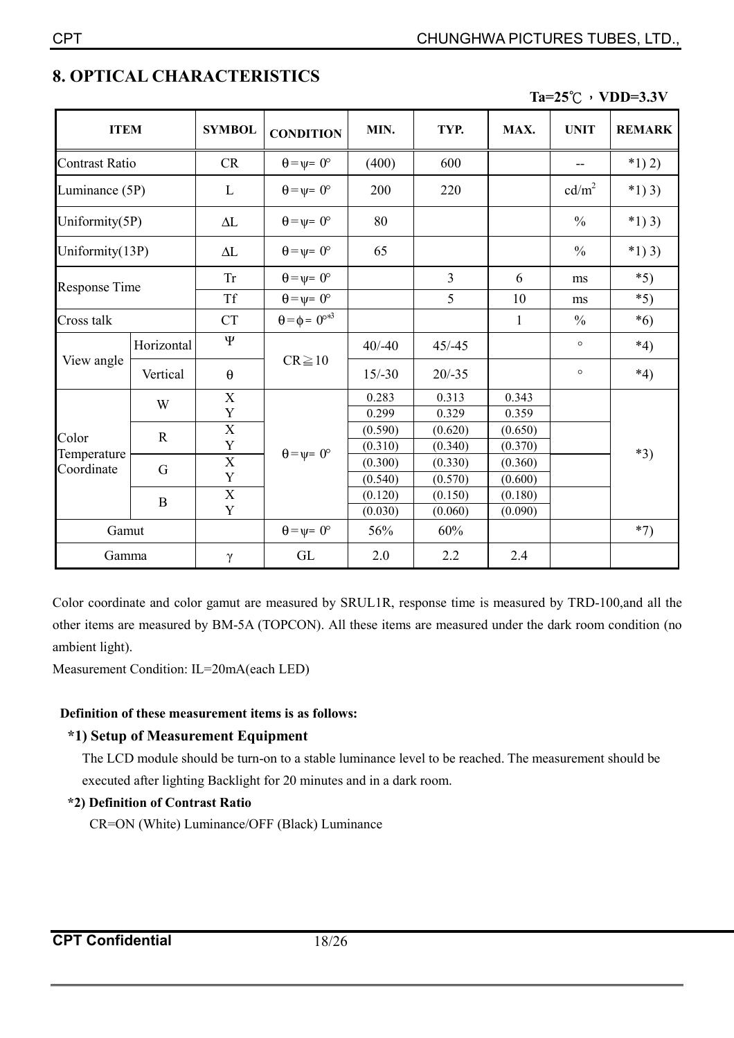## 8. OPTICAL CHARACTERISTICS

**Ta=25℃，VDD=3.3V**

| ITEM | | SYMBOL | CONDITION | MIN. | TYP. | MAX. | UNIT | REMARK |
|---|---|---|---|---|---|---|---|---|
| Contrast Ratio | | CR | $\theta=\psi=0°$ | (400) | 600 | | -- | *1) 2) |
| Luminance (5P) | | L | $\theta=\psi=0°$ | 200 | 220 | | cd/m$^2$ | *1) 3) |
| Uniformity(5P) | | $\Delta L$ | $\theta=\psi=0°$ | 80 | | | % | *1) 3) |
| Uniformity(13P) | | $\Delta L$ | $\theta=\psi=0°$ | 65 | | | % | *1) 3) |
| Response Time | | Tr | $\theta=\psi=0°$ | | 3 | 6 | ms | *5) |
| | | Tf | $\theta=\psi=0°$ | | 5 | 10 | ms | *5) |
| Cross talk | | CT | $\theta=\phi=0°$*3 | | | 1 | % | *6) |
| View angle | Horizontal | $\Psi$ | $CR \geqq 10$ | 40/-40 | 45/-45 | | ° | *4) |
| | Vertical | $\theta$ | | 15/-30 | 20/-35 | | ° | *4) |
| Color Temperature Coordinate | W | X | $\theta=\psi=0°$ | 0.283 | 0.313 | 0.343 | | *3) |
| | | Y | | 0.299 | 0.329 | 0.359 | | |
| | R | X | | (0.590) | (0.620) | (0.650) | | |
| | | Y | | (0.310) | (0.340) | (0.370) | | |
| | G | X | | (0.300) | (0.330) | (0.360) | | |
| | | Y | | (0.540) | (0.570) | (0.600) | | |
| | B | X | | (0.120) | (0.150) | (0.180) | | |
| | | Y | | (0.030) | (0.060) | (0.090) | | |
| Gamut | | | $\theta=\psi=0°$ | 56% | 60% | | | *7) |
| Gamma | | $\gamma$ | GL | 2.0 | 2.2 | 2.4 | | |

Color coordinate and color gamut are measured by SRUL1R, response time is measured by TRD-100,and all the other items are measured by BM-5A (TOPCON). All these items are measured under the dark room condition (no ambient light).

Measurement Condition: IL=20mA(each LED)

**Definition of these measurement items is as follows:**

**\*1) Setup of Measurement Equipment**

The LCD module should be turn-on to a stable luminance level to be reached. The measurement should be executed after lighting Backlight for 20 minutes and in a dark room.

**\*2) Definition of Contrast Ratio**

CR=ON (White) Luminance/OFF (Black) Luminance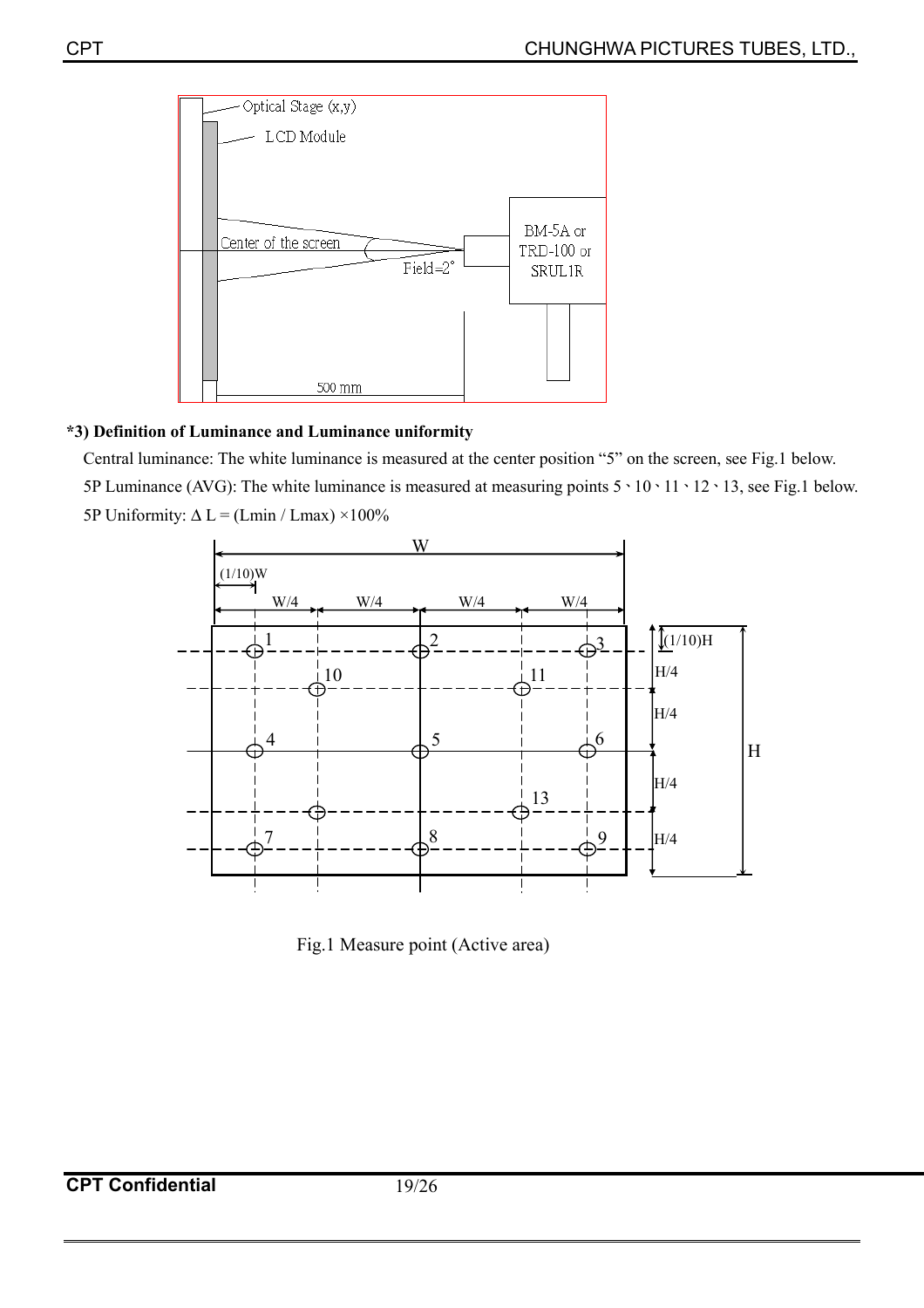**\*3) Definition of Luminance and Luminance uniformity**

Central luminance: The white luminance is measured at the center position “5” on the screen, see Fig.1 below.

5P Luminance (AVG): The white luminance is measured at measuring points 5、10、11、12、13, see Fig.1 below.

5P Uniformity: $\Delta$ L = (Lmin / Lmax) ×100%

Fig.1 Measure point (Active area)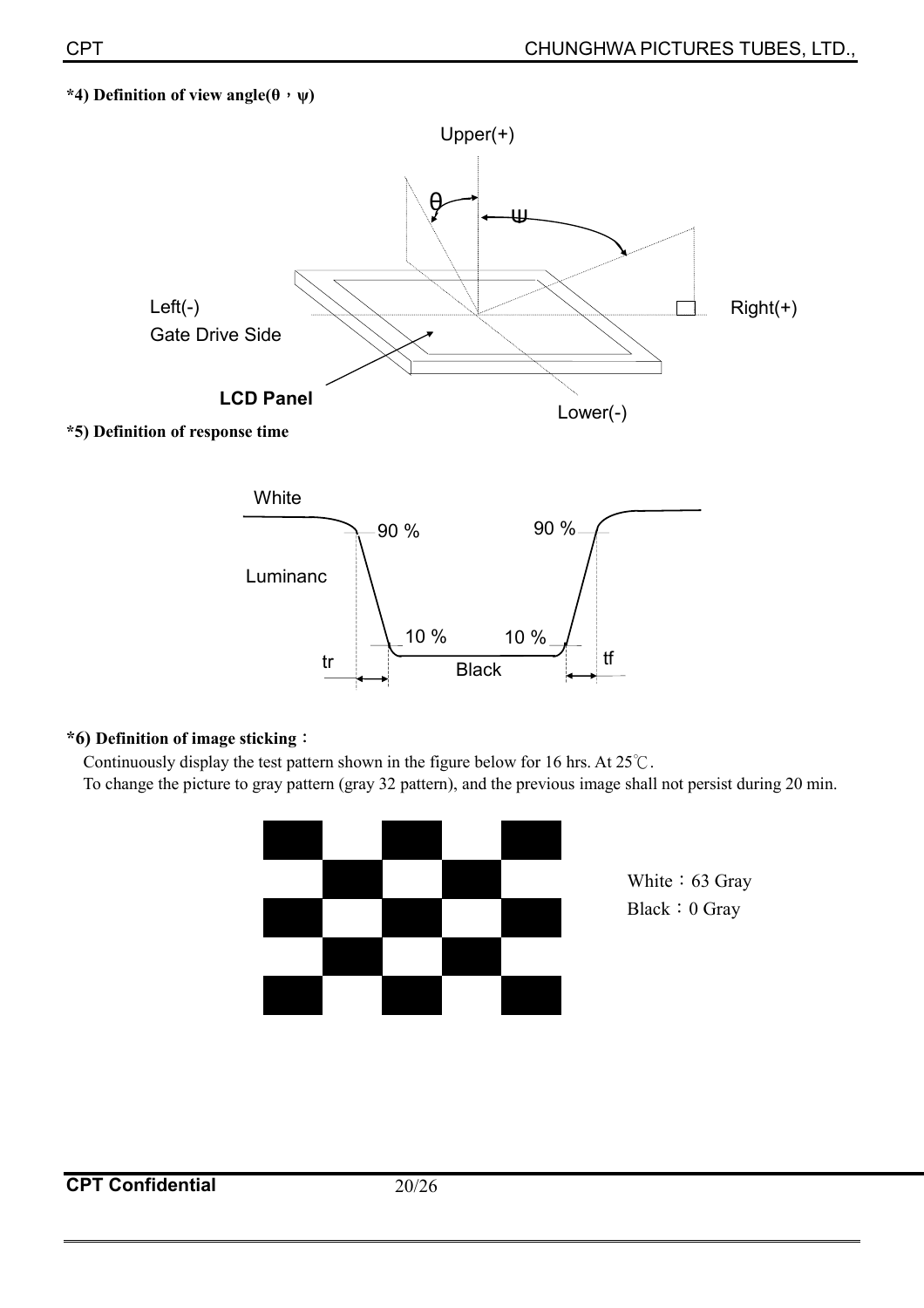**\*4) Definition of view angle(θ，ψ)**

Upper(+)

θ

ψ

Left(-)

Gate Drive Side

Right(+)

**LCD Panel**

Lower(-)

**\*5) Definition of response time**

White

90 %

90 %

Luminanc

10 %

10 %

tr

Black

tf

**\*6) Definition of image sticking**：

Continuously display the test pattern shown in the figure below for 16 hrs. At 25℃.

To change the picture to gray pattern (gray 32 pattern), and the previous image shall not persist during 20 min.

White：63 Gray

Black：0 Gray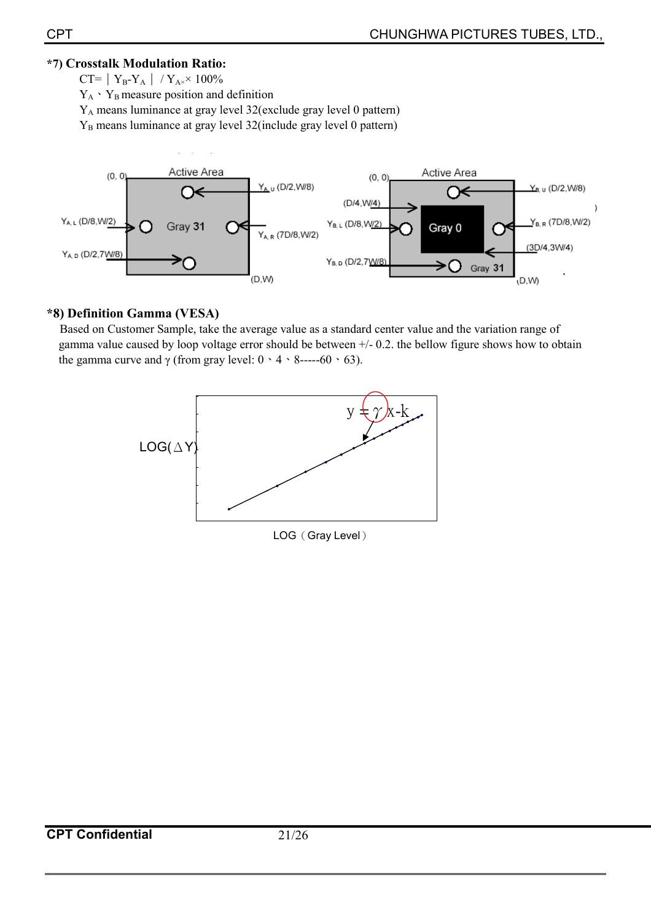**\*7) Crosstalk Modulation Ratio:**

CT= $|Y_B - Y_A| / Y_A \times 100\%$

$Y_A$ 、 $Y_B$ measure position and definition

$Y_A$ means luminance at gray level 32(exclude gray level 0 pattern)

$Y_B$ means luminance at gray level 32(include gray level 0 pattern)

**\*8) Definition Gamma (VESA)**

Based on Customer Sample, take the average value as a standard center value and the variation range of gamma value caused by loop voltage error should be between +/- 0.2. the bellow figure shows how to obtain the gamma curve and γ (from gray level: 0 、4 、8-----60 、63).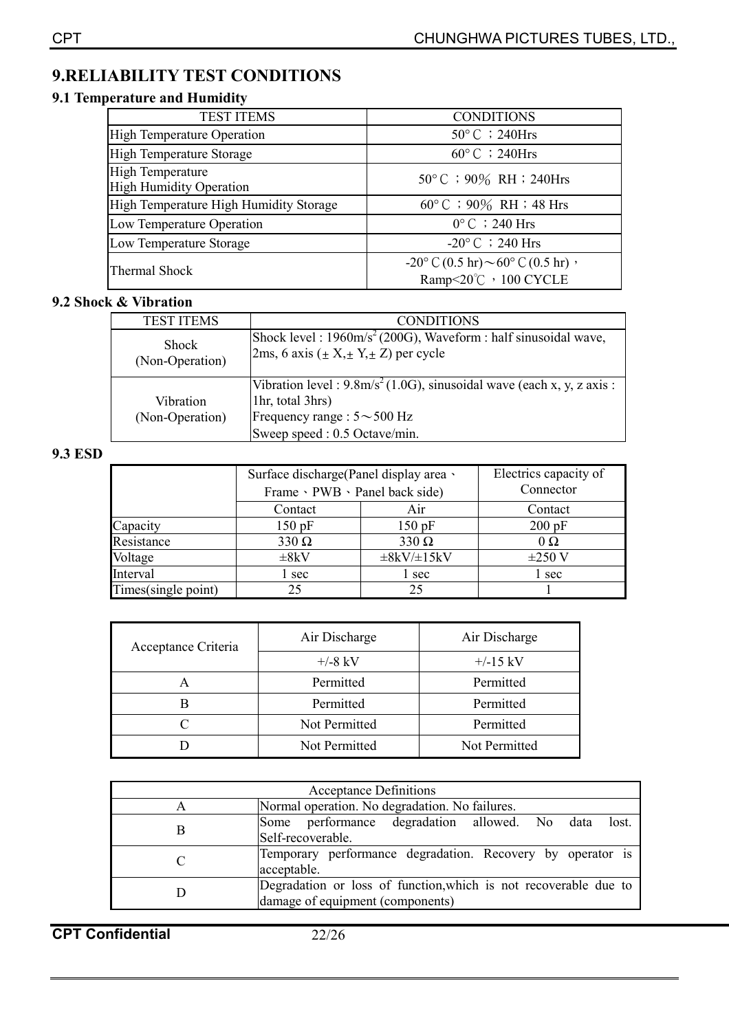# 9.RELIABILITY TEST CONDITIONS

## 9.1 Temperature and Humidity

| TEST ITEMS | CONDITIONS |
|---|---|
| High Temperature Operation | 50° C ；240Hrs |
| High Temperature Storage | 60° C ；240Hrs |
| High Temperature High Humidity Operation | 50° C ；90％ RH；240Hrs |
| High Temperature High Humidity Storage | 60° C ；90％ RH；48 Hrs |
| Low Temperature Operation | 0° C ；240 Hrs |
| Low Temperature Storage | -20° C ；240 Hrs |
| Thermal Shock | -20° C (0.5 hr)～60° C (0.5 hr)，Ramp<20℃ ，100 CYCLE |

## 9.2 Shock & Vibration

| TEST ITEMS | CONDITIONS |
|---|---|
| Shock (Non-Operation) | Shock level : 1960m/s$^2$ (200G), Waveform : half sinusoidal wave, 2ms, 6 axis (± X,± Y,± Z) per cycle |
| Vibration (Non-Operation) | Vibration level : 9.8m/s$^2$ (1.0G), sinusoidal wave (each x, y, z axis : 1hr, total 3hrs)<br>Frequency range : 5～500 Hz<br>Sweep speed : 0.5 Octave/min. |

## 9.3 ESD

| | Surface discharge(Panel display area、Frame、PWB、Panel back side) | | Electrics capacity of Connector |
|---|---|---|---|
| | Contact | Air | Contact |
| Capacity | 150 pF | 150 pF | 200 pF |
| Resistance | 330 Ω | 330 Ω | 0 Ω |
| Voltage | ±8kV | ±8kV/±15kV | ±250 V |
| Interval | 1 sec | 1 sec | 1 sec |
| Times(single point) | 25 | 25 | 1 |

| Acceptance Criteria | Air Discharge | Air Discharge |
|---|---|---|
| | +/-8 kV | +/-15 kV |
| A | Permitted | Permitted |
| B | Permitted | Permitted |
| C | Not Permitted | Permitted |
| D | Not Permitted | Not Permitted |

| Acceptance Definitions | |
|---|---|
| A | Normal operation. No degradation. No failures. |
| B | Some performance degradation allowed. No data lost. Self-recoverable. |
| C | Temporary performance degradation. Recovery by operator is acceptable. |
| D | Degradation or loss of function,which is not recoverable due to damage of equipment (components) |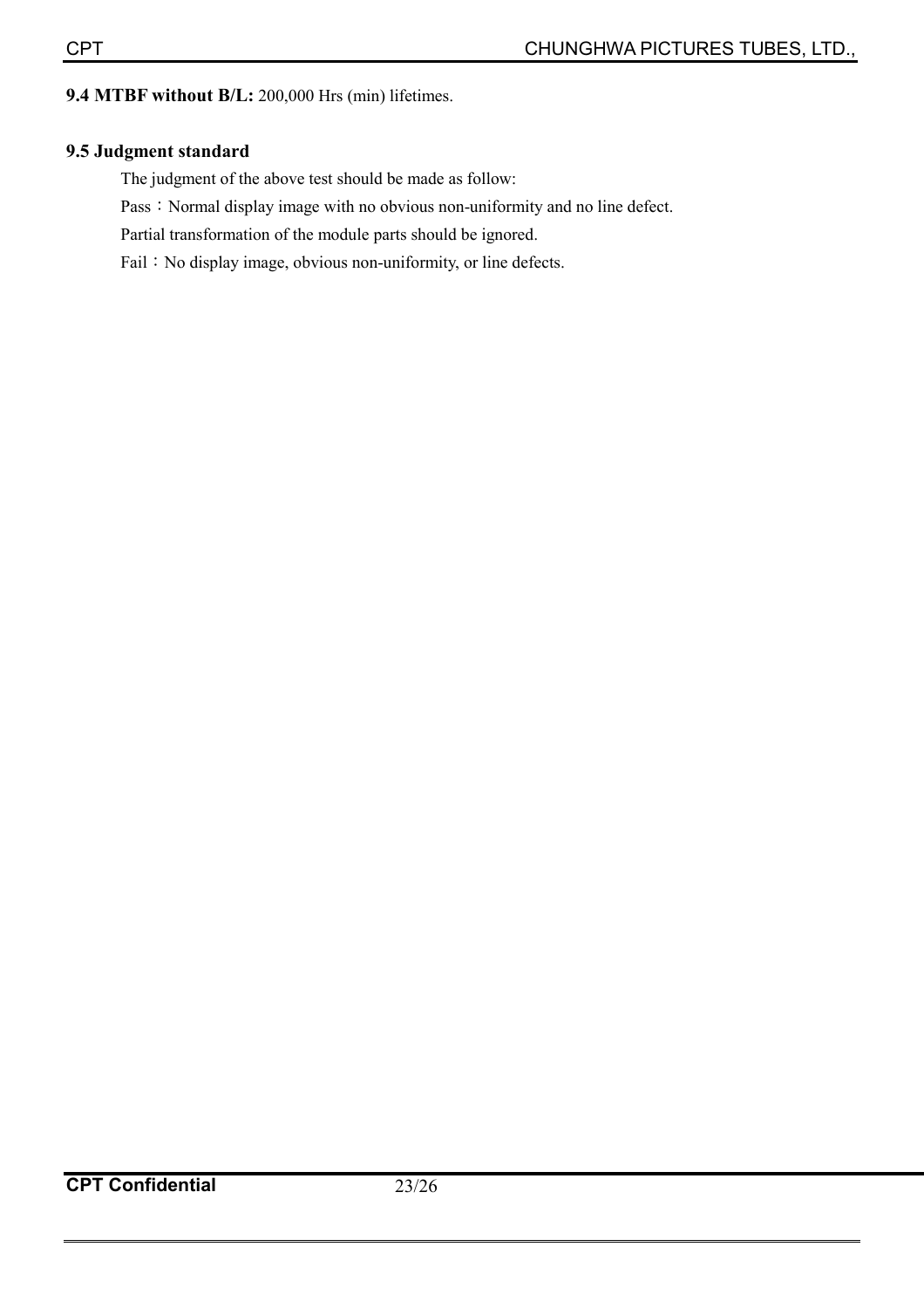**9.4 MTBF without B/L:** 200,000 Hrs (min) lifetimes.

**9.5 Judgment standard**

The judgment of the above test should be made as follow:

Pass：Normal display image with no obvious non-uniformity and no line defect.

Partial transformation of the module parts should be ignored.

Fail：No display image, obvious non-uniformity, or line defects.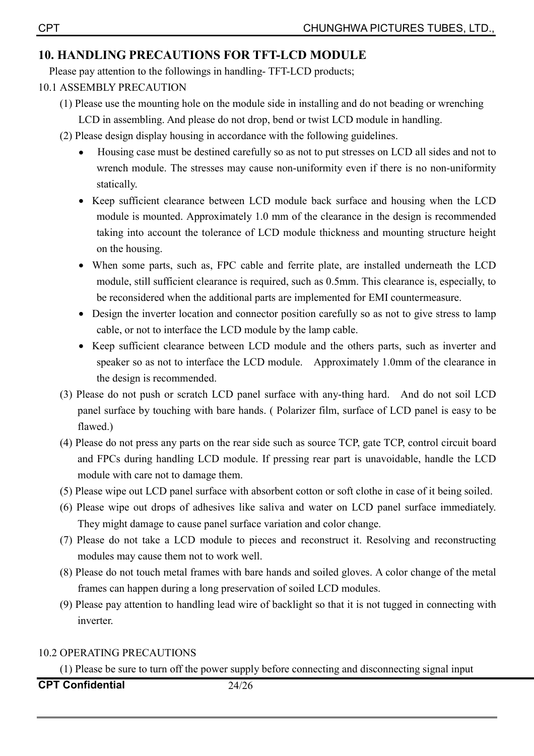## 10. HANDLING PRECAUTIONS FOR TFT-LCD MODULE

Please pay attention to the followings in handling- TFT-LCD products;

10.1 ASSEMBLY PRECAUTION

(1) Please use the mounting hole on the module side in installing and do not beading or wrenching LCD in assembling. And please do not drop, bend or twist LCD module in handling.

(2) Please design display housing in accordance with the following guidelines.

- Housing case must be destined carefully so as not to put stresses on LCD all sides and not to wrench module. The stresses may cause non-uniformity even if there is no non-uniformity statically.
- Keep sufficient clearance between LCD module back surface and housing when the LCD module is mounted. Approximately 1.0 mm of the clearance in the design is recommended taking into account the tolerance of LCD module thickness and mounting structure height on the housing.
- When some parts, such as, FPC cable and ferrite plate, are installed underneath the LCD module, still sufficient clearance is required, such as 0.5mm. This clearance is, especially, to be reconsidered when the additional parts are implemented for EMI countermeasure.
- Design the inverter location and connector position carefully so as not to give stress to lamp cable, or not to interface the LCD module by the lamp cable.
- Keep sufficient clearance between LCD module and the others parts, such as inverter and speaker so as not to interface the LCD module. Approximately 1.0mm of the clearance in the design is recommended.

(3) Please do not push or scratch LCD panel surface with any-thing hard. And do not soil LCD panel surface by touching with bare hands. ( Polarizer film, surface of LCD panel is easy to be flawed.)

(4) Please do not press any parts on the rear side such as source TCP, gate TCP, control circuit board and FPCs during handling LCD module. If pressing rear part is unavoidable, handle the LCD module with care not to damage them.

(5) Please wipe out LCD panel surface with absorbent cotton or soft clothe in case of it being soiled.

(6) Please wipe out drops of adhesives like saliva and water on LCD panel surface immediately. They might damage to cause panel surface variation and color change.

(7) Please do not take a LCD module to pieces and reconstruct it. Resolving and reconstructing modules may cause them not to work well.

(8) Please do not touch metal frames with bare hands and soiled gloves. A color change of the metal frames can happen during a long preservation of soiled LCD modules.

(9) Please pay attention to handling lead wire of backlight so that it is not tugged in connecting with inverter.

10.2 OPERATING PRECAUTIONS

(1) Please be sure to turn off the power supply before connecting and disconnecting signal input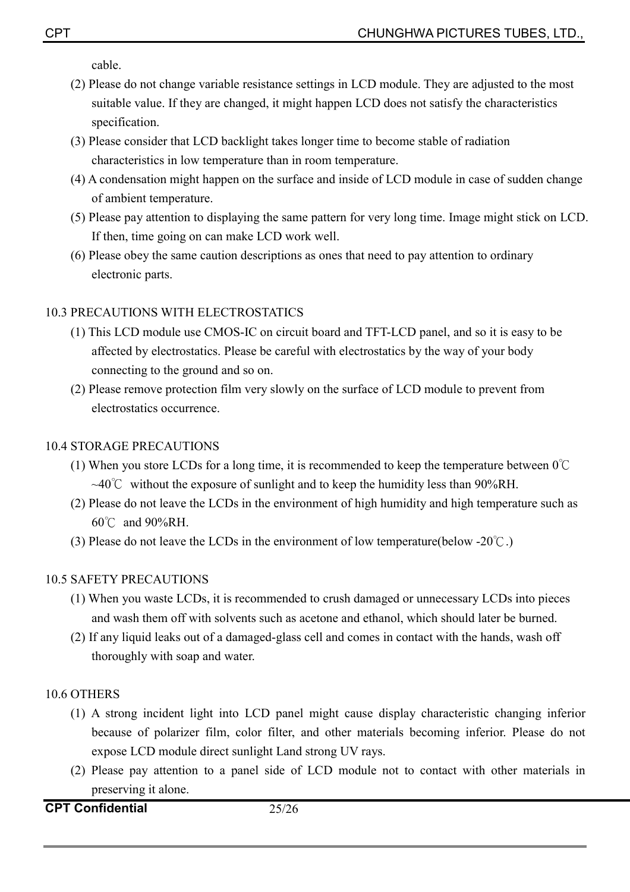cable.

(2) Please do not change variable resistance settings in LCD module. They are adjusted to the most suitable value. If they are changed, it might happen LCD does not satisfy the characteristics specification.

(3) Please consider that LCD backlight takes longer time to become stable of radiation characteristics in low temperature than in room temperature.

(4) A condensation might happen on the surface and inside of LCD module in case of sudden change of ambient temperature.

(5) Please pay attention to displaying the same pattern for very long time. Image might stick on LCD. If then, time going on can make LCD work well.

(6) Please obey the same caution descriptions as ones that need to pay attention to ordinary electronic parts.

## 10.3 PRECAUTIONS WITH ELECTROSTATICS

(1) This LCD module use CMOS-IC on circuit board and TFT-LCD panel, and so it is easy to be affected by electrostatics. Please be careful with electrostatics by the way of your body connecting to the ground and so on.

(2) Please remove protection film very slowly on the surface of LCD module to prevent from electrostatics occurrence.

## 10.4 STORAGE PRECAUTIONS

(1) When you store LCDs for a long time, it is recommended to keep the temperature between 0℃ ~40℃ without the exposure of sunlight and to keep the humidity less than 90%RH.

(2) Please do not leave the LCDs in the environment of high humidity and high temperature such as 60℃ and 90%RH.

(3) Please do not leave the LCDs in the environment of low temperature(below -20℃.)

## 10.5 SAFETY PRECAUTIONS

(1) When you waste LCDs, it is recommended to crush damaged or unnecessary LCDs into pieces and wash them off with solvents such as acetone and ethanol, which should later be burned.

(2) If any liquid leaks out of a damaged-glass cell and comes in contact with the hands, wash off thoroughly with soap and water.

## 10.6 OTHERS

(1) A strong incident light into LCD panel might cause display characteristic changing inferior because of polarizer film, color filter, and other materials becoming inferior. Please do not expose LCD module direct sunlight Land strong UV rays.

(2) Please pay attention to a panel side of LCD module not to contact with other materials in preserving it alone.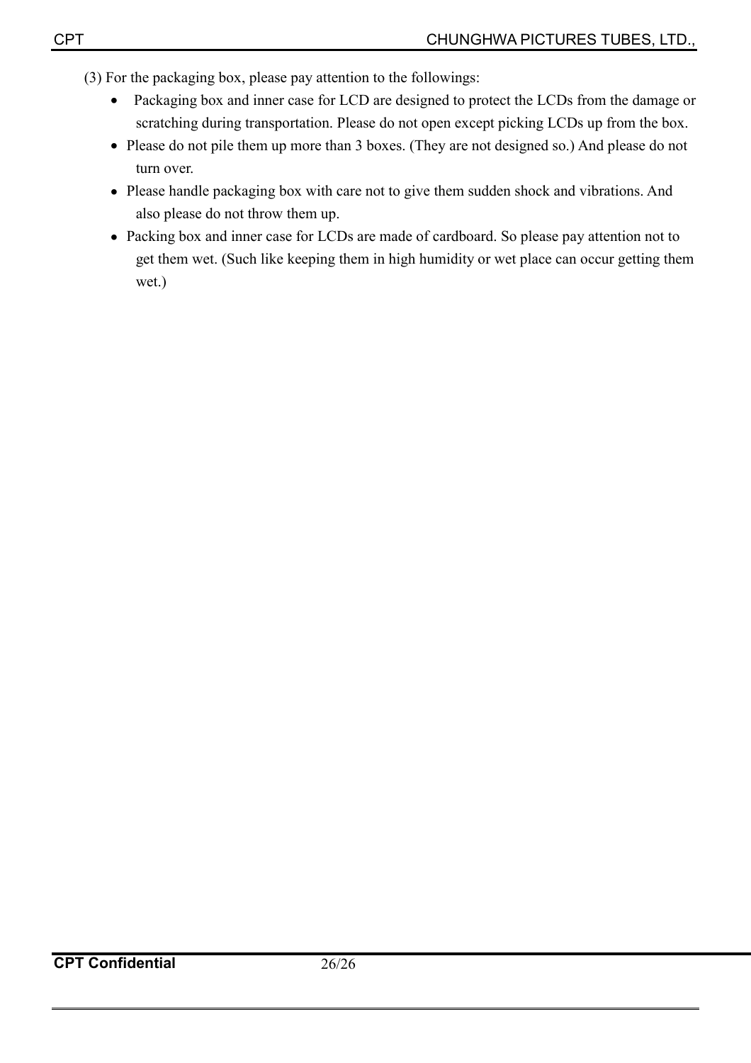(3) For the packaging box, please pay attention to the followings:

- Packaging box and inner case for LCD are designed to protect the LCDs from the damage or scratching during transportation. Please do not open except picking LCDs up from the box.
- Please do not pile them up more than 3 boxes. (They are not designed so.) And please do not turn over.
- Please handle packaging box with care not to give them sudden shock and vibrations. And also please do not throw them up.
- Packing box and inner case for LCDs are made of cardboard. So please pay attention not to get them wet. (Such like keeping them in high humidity or wet place can occur getting them wet.)